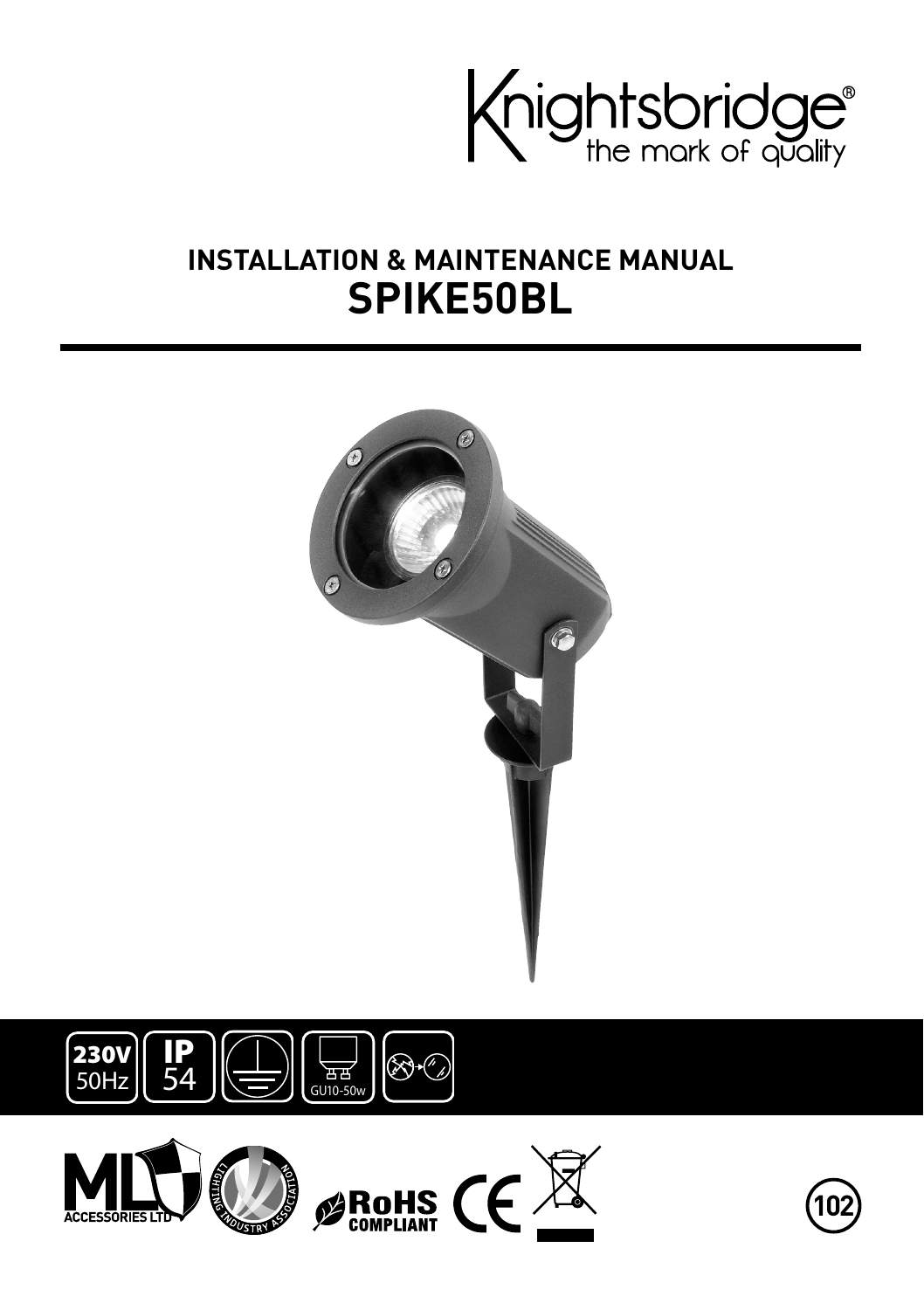Knightsbridge®
the mark of quality

# INSTALLATION & MAINTENANCE MANUAL
# SPIKE50BL

230V 50Hz | IP 54 | GU10-50w

ML ACCESSORIES LTD | LIGHTING INDUSTRY ASSOCIATION | RoHS COMPLIANT | CE

102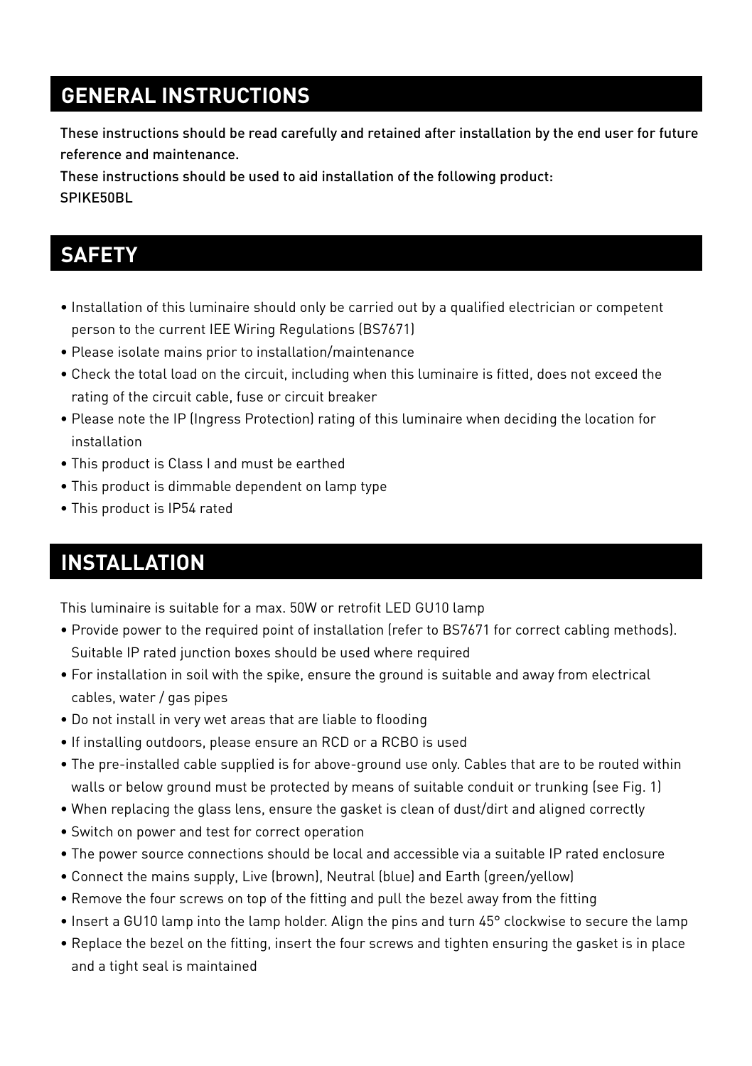## GENERAL INSTRUCTIONS

These instructions should be read carefully and retained after installation by the end user for future reference and maintenance.
These instructions should be used to aid installation of the following product:
SPIKE50BL

## SAFETY

- Installation of this luminaire should only be carried out by a qualified electrician or competent person to the current IEE Wiring Regulations (BS7671)
- Please isolate mains prior to installation/maintenance
- Check the total load on the circuit, including when this luminaire is fitted, does not exceed the rating of the circuit cable, fuse or circuit breaker
- Please note the IP (Ingress Protection) rating of this luminaire when deciding the location for installation
- This product is Class I and must be earthed
- This product is dimmable dependent on lamp type
- This product is IP54 rated

## INSTALLATION

This luminaire is suitable for a max. 50W or retrofit LED GU10 lamp

- Provide power to the required point of installation (refer to BS7671 for correct cabling methods). Suitable IP rated junction boxes should be used where required
- For installation in soil with the spike, ensure the ground is suitable and away from electrical cables, water / gas pipes
- Do not install in very wet areas that are liable to flooding
- If installing outdoors, please ensure an RCD or a RCBO is used
- The pre-installed cable supplied is for above-ground use only. Cables that are to be routed within walls or below ground must be protected by means of suitable conduit or trunking (see Fig. 1)
- When replacing the glass lens, ensure the gasket is clean of dust/dirt and aligned correctly
- Switch on power and test for correct operation
- The power source connections should be local and accessible via a suitable IP rated enclosure
- Connect the mains supply, Live (brown), Neutral (blue) and Earth (green/yellow)
- Remove the four screws on top of the fitting and pull the bezel away from the fitting
- Insert a GU10 lamp into the lamp holder. Align the pins and turn 45° clockwise to secure the lamp
- Replace the bezel on the fitting, insert the four screws and tighten ensuring the gasket is in place and a tight seal is maintained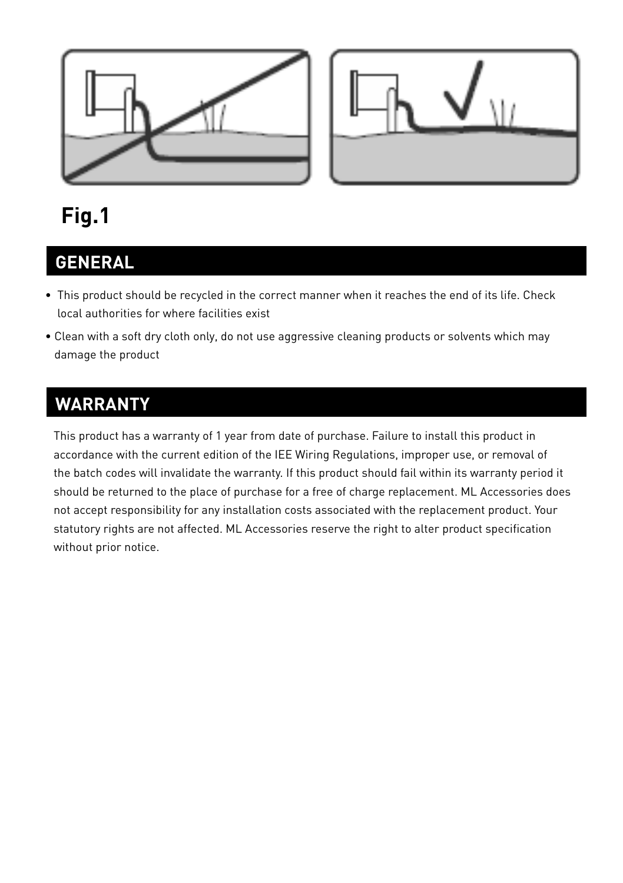**Fig.1**

## GENERAL

- This product should be recycled in the correct manner when it reaches the end of its life. Check local authorities for where facilities exist
- Clean with a soft dry cloth only, do not use aggressive cleaning products or solvents which may damage the product

## WARRANTY

This product has a warranty of 1 year from date of purchase. Failure to install this product in accordance with the current edition of the IEE Wiring Regulations, improper use, or removal of the batch codes will invalidate the warranty. If this product should fail within its warranty period it should be returned to the place of purchase for a free of charge replacement. ML Accessories does not accept responsibility for any installation costs associated with the replacement product. Your statutory rights are not affected. ML Accessories reserve the right to alter product specification without prior notice.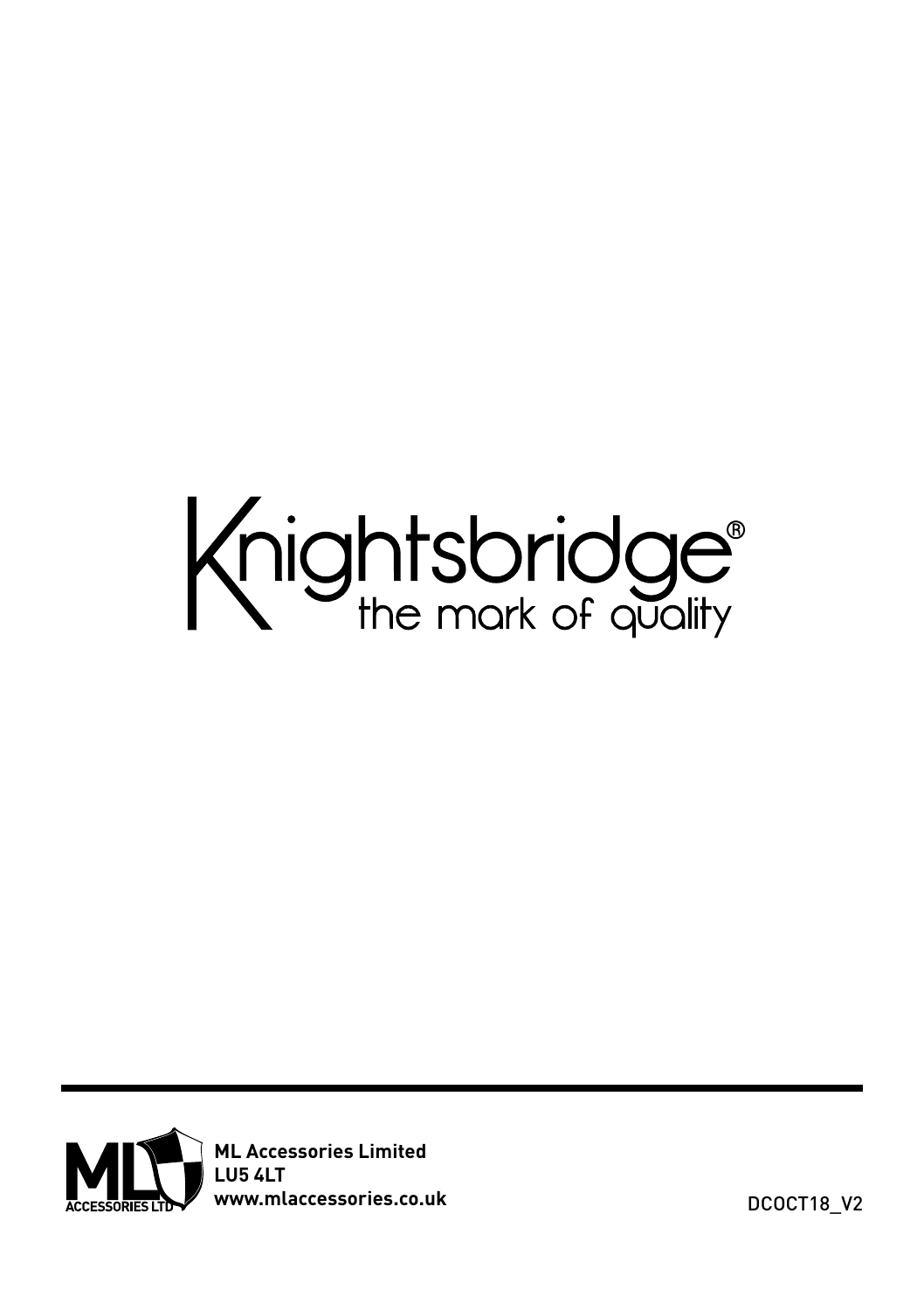Knightsbridge®

the mark of quality

ML Accessories Limited
LU5 4LT
www.mlaccessories.co.uk

DCOCT18_V2